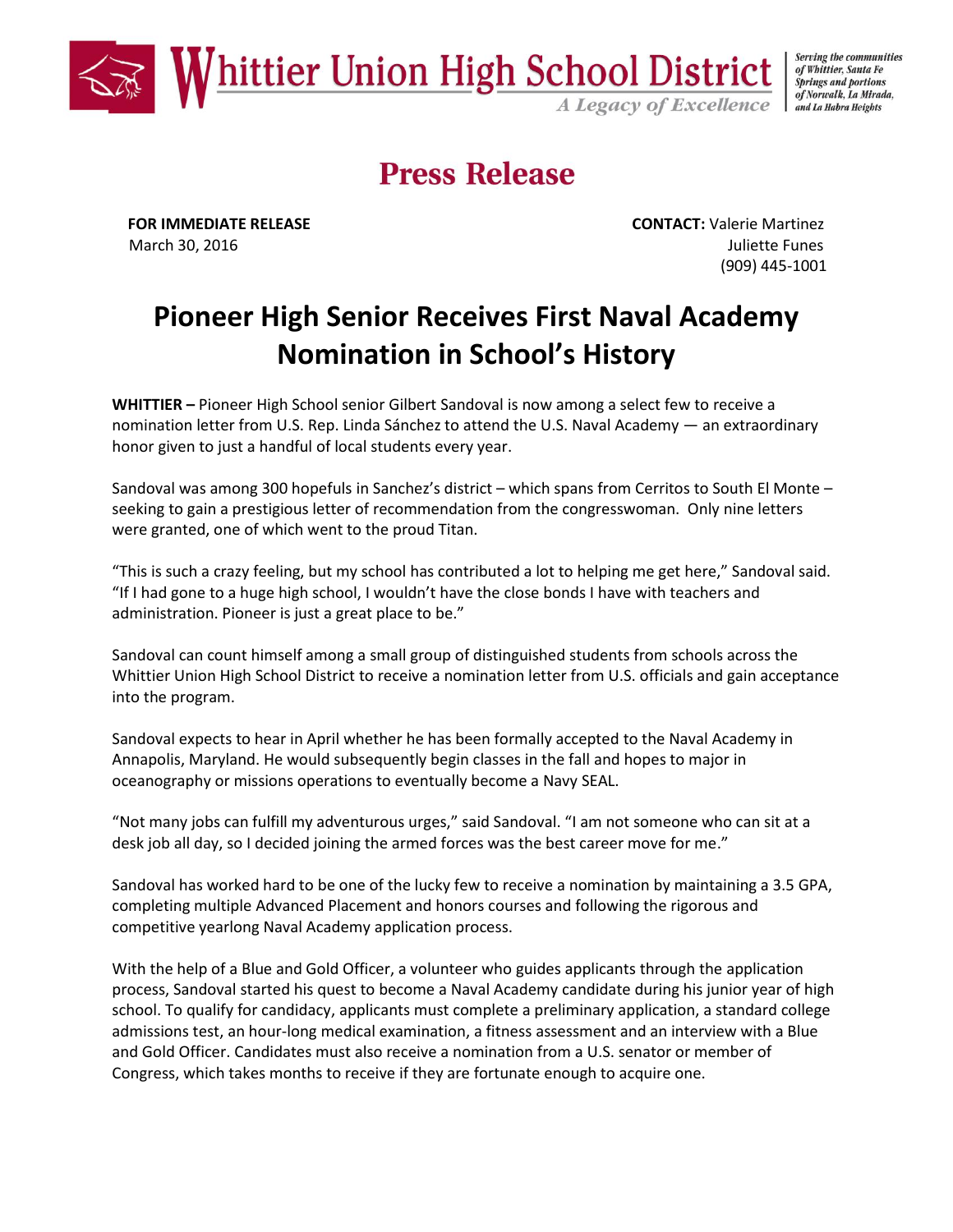# Whittier Union High School District

*A Legacy of Excellence*

*Serving the communities of Whittier, Santa Fe Springs and portions of Norwalk, La Mirada, and La Habra Heights*

## Press Release

**FOR IMMEDIATE RELEASE**
March 30, 2016

**CONTACT:** Valerie Martinez
Juliette Funes
(909) 445-1001

# Pioneer High Senior Receives First Naval Academy Nomination in School's History

**WHITTIER –** Pioneer High School senior Gilbert Sandoval is now among a select few to receive a nomination letter from U.S. Rep. Linda Sánchez to attend the U.S. Naval Academy — an extraordinary honor given to just a handful of local students every year.

Sandoval was among 300 hopefuls in Sanchez's district – which spans from Cerritos to South El Monte – seeking to gain a prestigious letter of recommendation from the congresswoman. Only nine letters were granted, one of which went to the proud Titan.

"This is such a crazy feeling, but my school has contributed a lot to helping me get here," Sandoval said. "If I had gone to a huge high school, I wouldn't have the close bonds I have with teachers and administration. Pioneer is just a great place to be."

Sandoval can count himself among a small group of distinguished students from schools across the Whittier Union High School District to receive a nomination letter from U.S. officials and gain acceptance into the program.

Sandoval expects to hear in April whether he has been formally accepted to the Naval Academy in Annapolis, Maryland. He would subsequently begin classes in the fall and hopes to major in oceanography or missions operations to eventually become a Navy SEAL.

"Not many jobs can fulfill my adventurous urges," said Sandoval. "I am not someone who can sit at a desk job all day, so I decided joining the armed forces was the best career move for me."

Sandoval has worked hard to be one of the lucky few to receive a nomination by maintaining a 3.5 GPA, completing multiple Advanced Placement and honors courses and following the rigorous and competitive yearlong Naval Academy application process.

With the help of a Blue and Gold Officer, a volunteer who guides applicants through the application process, Sandoval started his quest to become a Naval Academy candidate during his junior year of high school. To qualify for candidacy, applicants must complete a preliminary application, a standard college admissions test, an hour-long medical examination, a fitness assessment and an interview with a Blue and Gold Officer. Candidates must also receive a nomination from a U.S. senator or member of Congress, which takes months to receive if they are fortunate enough to acquire one.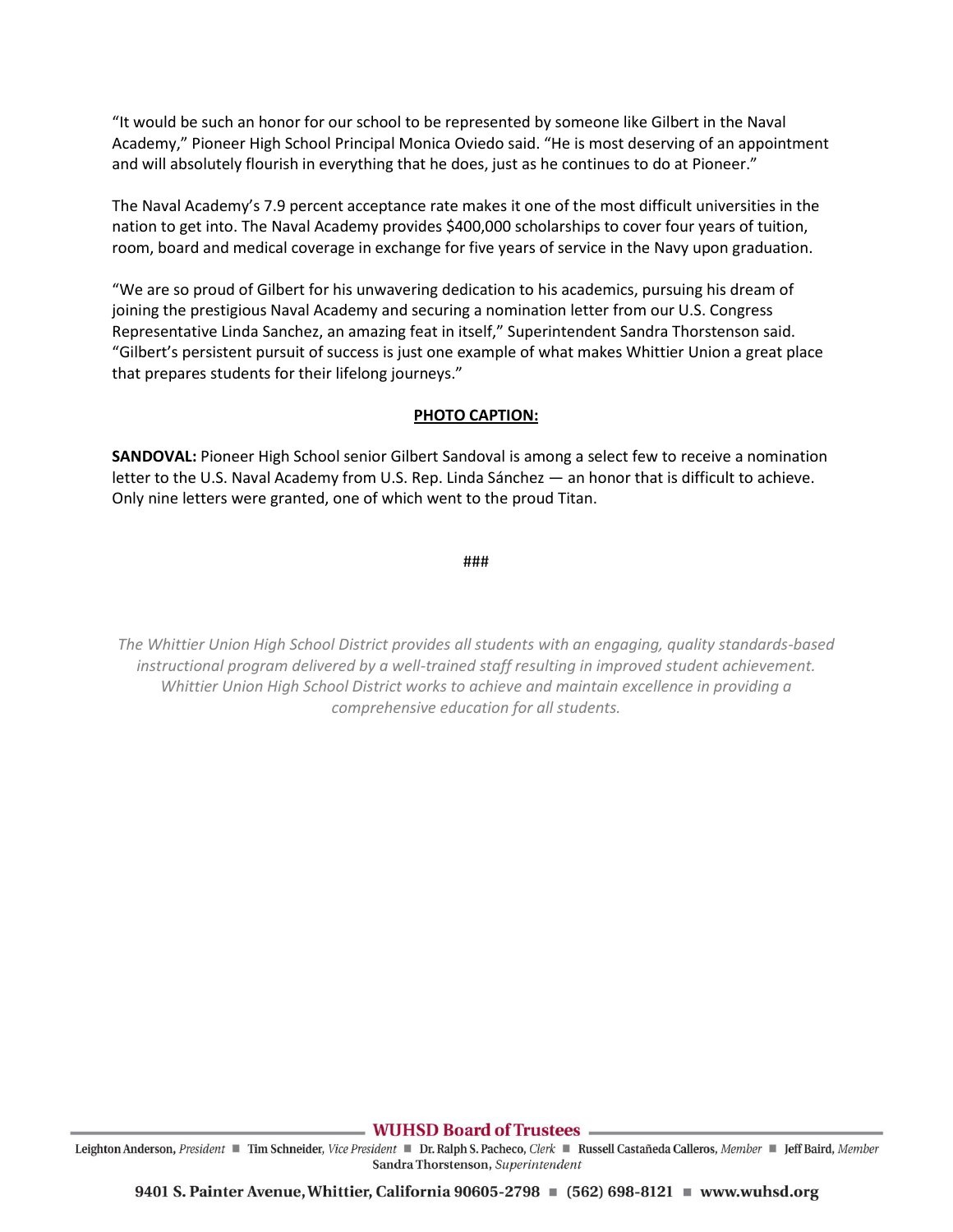"It would be such an honor for our school to be represented by someone like Gilbert in the Naval Academy," Pioneer High School Principal Monica Oviedo said. "He is most deserving of an appointment and will absolutely flourish in everything that he does, just as he continues to do at Pioneer."

The Naval Academy's 7.9 percent acceptance rate makes it one of the most difficult universities in the nation to get into. The Naval Academy provides $400,000 scholarships to cover four years of tuition, room, board and medical coverage in exchange for five years of service in the Navy upon graduation.

"We are so proud of Gilbert for his unwavering dedication to his academics, pursuing his dream of joining the prestigious Naval Academy and securing a nomination letter from our U.S. Congress Representative Linda Sanchez, an amazing feat in itself," Superintendent Sandra Thorstenson said. "Gilbert's persistent pursuit of success is just one example of what makes Whittier Union a great place that prepares students for their lifelong journeys."

**PHOTO CAPTION:**

**SANDOVAL:** Pioneer High School senior Gilbert Sandoval is among a select few to receive a nomination letter to the U.S. Naval Academy from U.S. Rep. Linda Sánchez — an honor that is difficult to achieve. Only nine letters were granted, one of which went to the proud Titan.

###

*The Whittier Union High School District provides all students with an engaging, quality standards-based instructional program delivered by a well-trained staff resulting in improved student achievement. Whittier Union High School District works to achieve and maintain excellence in providing a comprehensive education for all students.*

**WUHSD Board of Trustees**

**Leighton Anderson,** *President* ■ **Tim Schneider,** *Vice President* ■ **Dr. Ralph S. Pacheco,** *Clerk* ■ **Russell Castañeda Calleros,** *Member* ■ **Jeff Baird,** *Member*
**Sandra Thorstenson,** *Superintendent*

**9401 S. Painter Avenue, Whittier, California 90605-2798 ■ (562) 698-8121 ■ www.wuhsd.org**